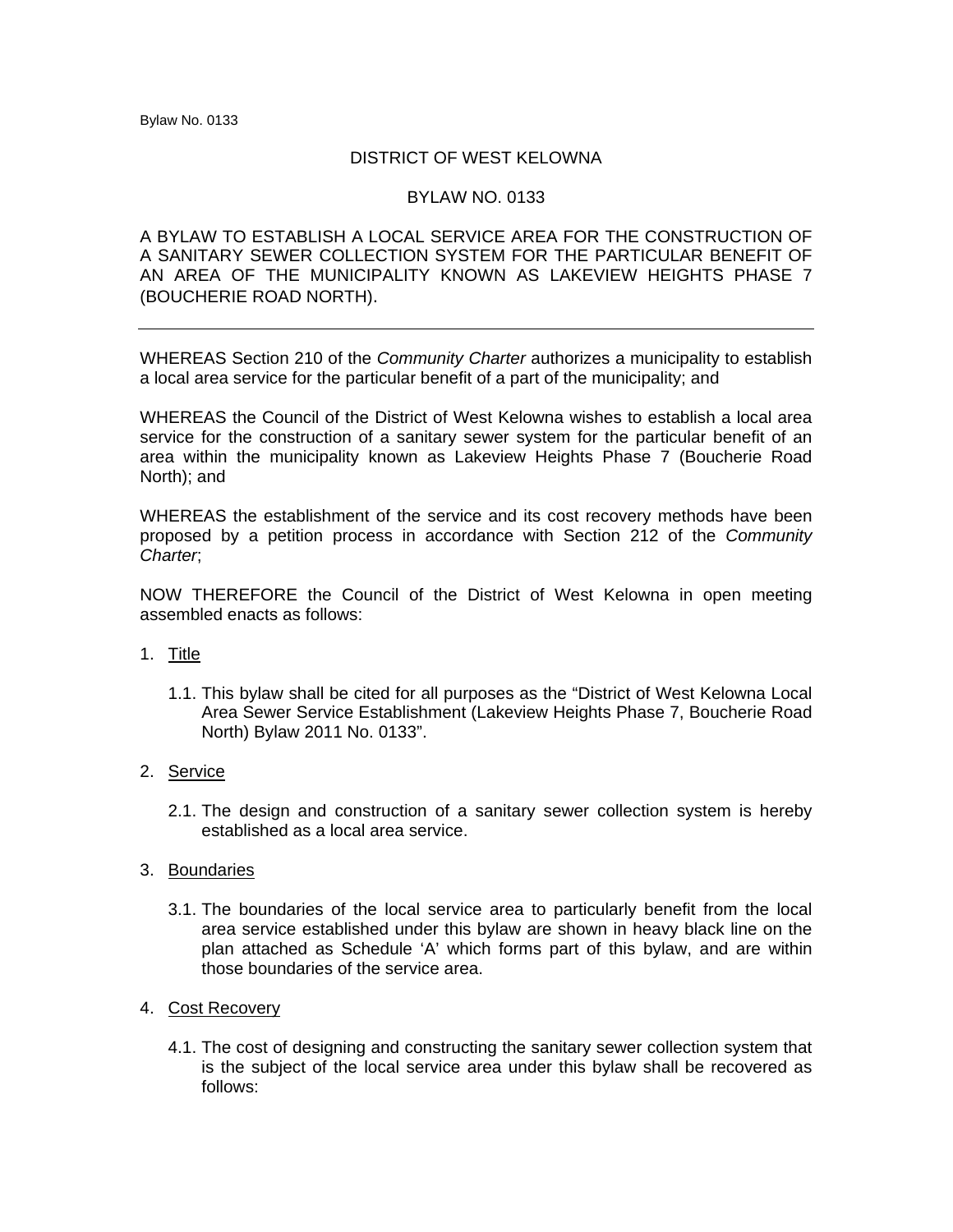# DISTRICT OF WEST KELOWNA

## BYLAW NO. 0133

A BYLAW TO ESTABLISH A LOCAL SERVICE AREA FOR THE CONSTRUCTION OF A SANITARY SEWER COLLECTION SYSTEM FOR THE PARTICULAR BENEFIT OF AN AREA OF THE MUNICIPALITY KNOWN AS LAKEVIEW HEIGHTS PHASE 7 (BOUCHERIE ROAD NORTH).

---

WHEREAS Section 210 of the *Community Charter* authorizes a municipality to establish a local area service for the particular benefit of a part of the municipality; and

WHEREAS the Council of the District of West Kelowna wishes to establish a local area service for the construction of a sanitary sewer system for the particular benefit of an area within the municipality known as Lakeview Heights Phase 7 (Boucherie Road North); and

WHEREAS the establishment of the service and its cost recovery methods have been proposed by a petition process in accordance with Section 212 of the *Community Charter*;

NOW THEREFORE the Council of the District of West Kelowna in open meeting assembled enacts as follows:

1. <u>Title</u>

   1.1. This bylaw shall be cited for all purposes as the "District of West Kelowna Local Area Sewer Service Establishment (Lakeview Heights Phase 7, Boucherie Road North) Bylaw 2011 No. 0133".

2. <u>Service</u>

   2.1. The design and construction of a sanitary sewer collection system is hereby established as a local area service.

3. <u>Boundaries</u>

   3.1. The boundaries of the local service area to particularly benefit from the local area service established under this bylaw are shown in heavy black line on the plan attached as Schedule 'A' which forms part of this bylaw, and are within those boundaries of the service area.

4. <u>Cost Recovery</u>

   4.1. The cost of designing and constructing the sanitary sewer collection system that is the subject of the local service area under this bylaw shall be recovered as follows: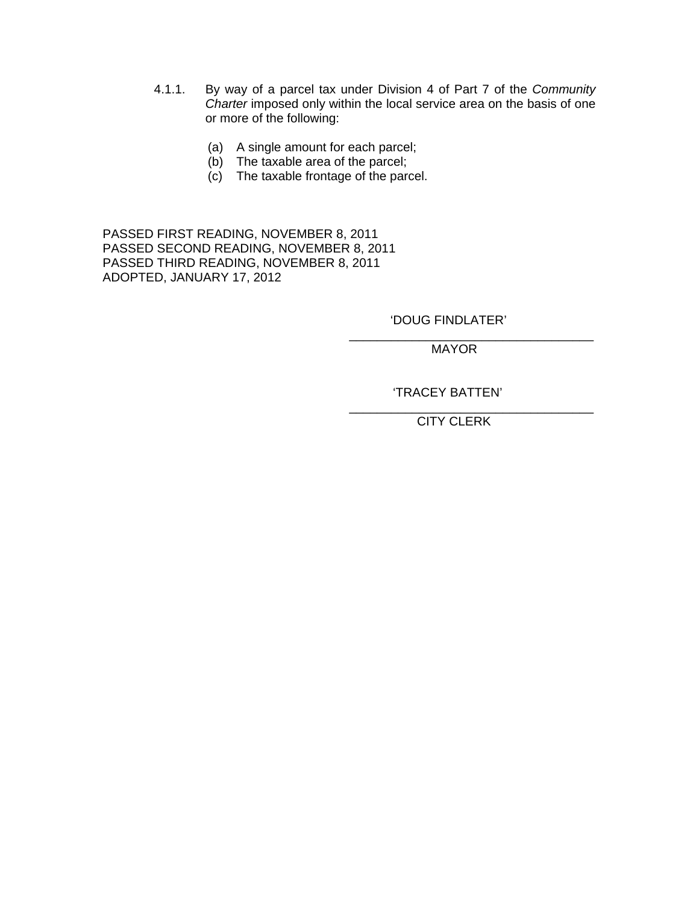4.1.1. By way of a parcel tax under Division 4 of Part 7 of the *Community Charter* imposed only within the local service area on the basis of one or more of the following:

(a) A single amount for each parcel;
(b) The taxable area of the parcel;
(c) The taxable frontage of the parcel.

PASSED FIRST READING, NOVEMBER 8, 2011
PASSED SECOND READING, NOVEMBER 8, 2011
PASSED THIRD READING, NOVEMBER 8, 2011
ADOPTED, JANUARY 17, 2012

'DOUG FINDLATER'

MAYOR

'TRACEY BATTEN'

CITY CLERK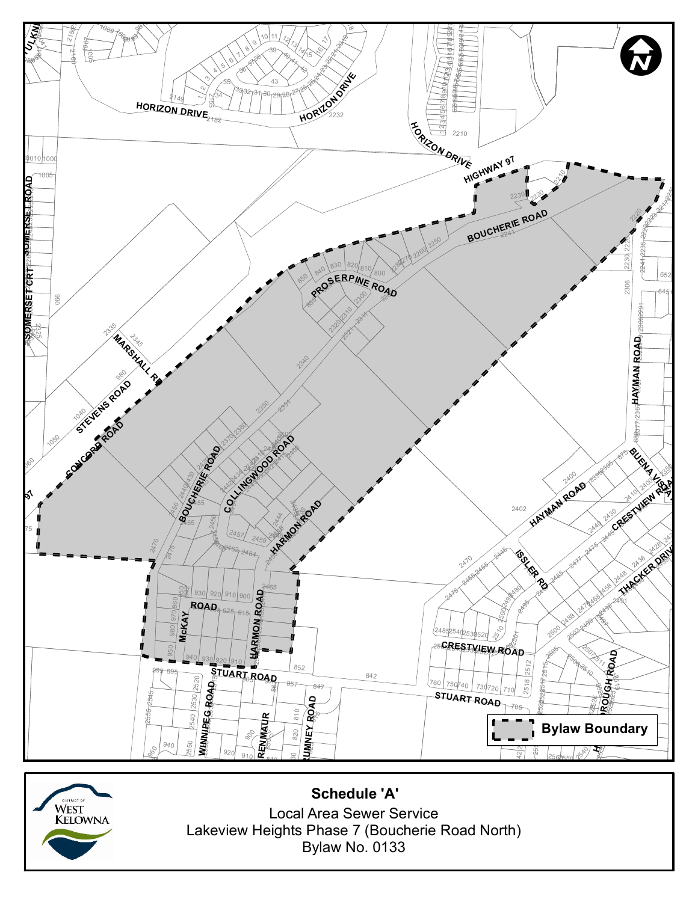## Schedule 'A'

Local Area Sewer Service
Lakeview Heights Phase 7 (Boucherie Road North)
Bylaw No. 0133

Bylaw Boundary